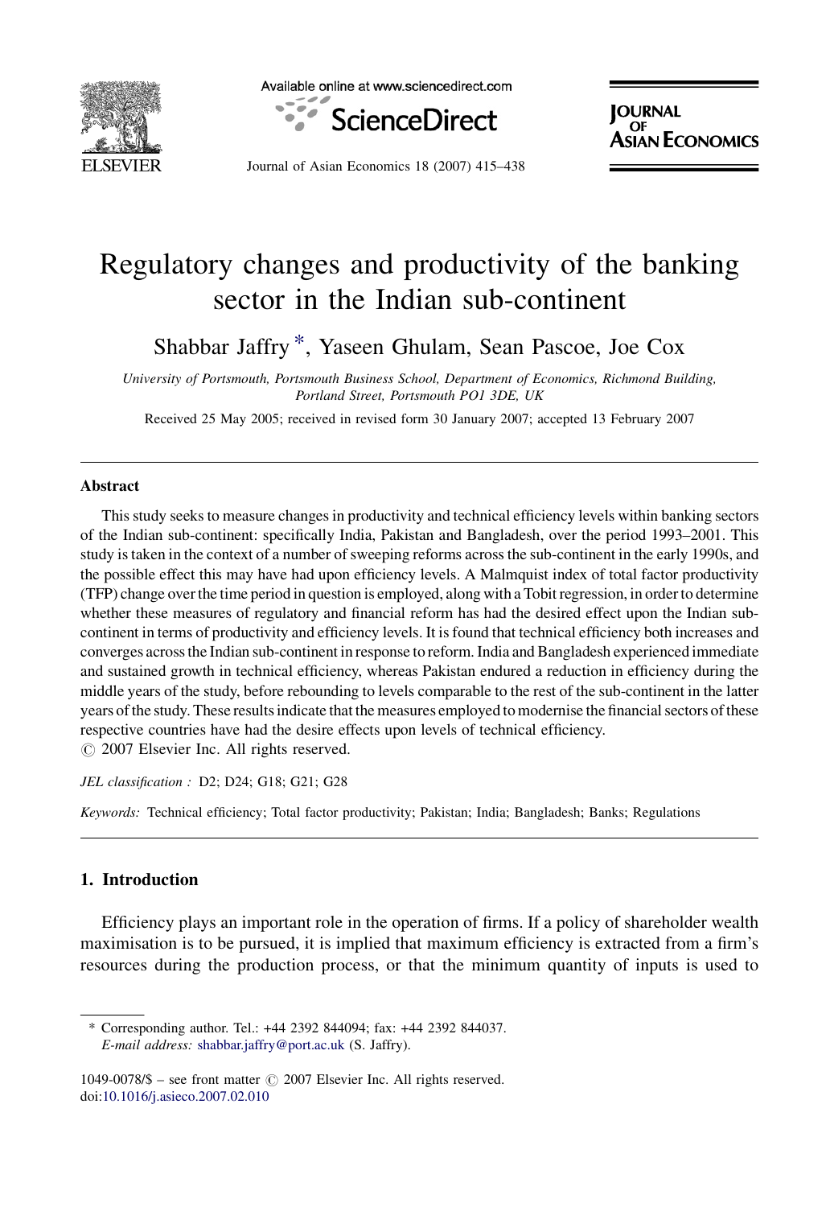# Regulatory changes and productivity of the banking sector in the Indian sub-continent

Shabbar Jaffry *, Yaseen Ghulam, Sean Pascoe, Joe Cox

*University of Portsmouth, Portsmouth Business School, Department of Economics, Richmond Building, Portland Street, Portsmouth PO1 3DE, UK*

Received 25 May 2005; received in revised form 30 January 2007; accepted 13 February 2007

---

### Abstract

This study seeks to measure changes in productivity and technical efficiency levels within banking sectors of the Indian sub-continent: specifically India, Pakistan and Bangladesh, over the period 1993–2001. This study is taken in the context of a number of sweeping reforms across the sub-continent in the early 1990s, and the possible effect this may have had upon efficiency levels. A Malmquist index of total factor productivity (TFP) change over the time period in question is employed, along with a Tobit regression, in order to determine whether these measures of regulatory and financial reform has had the desired effect upon the Indian sub-continent in terms of productivity and efficiency levels. It is found that technical efficiency both increases and converges across the Indian sub-continent in response to reform. India and Bangladesh experienced immediate and sustained growth in technical efficiency, whereas Pakistan endured a reduction in efficiency during the middle years of the study, before rebounding to levels comparable to the rest of the sub-continent in the latter years of the study. These results indicate that the measures employed to modernise the financial sectors of these respective countries have had the desire effects upon levels of technical efficiency.

© 2007 Elsevier Inc. All rights reserved.

*JEL classification :* D2; D24; G18; G21; G28

*Keywords:* Technical efficiency; Total factor productivity; Pakistan; India; Bangladesh; Banks; Regulations

---

## 1. Introduction

Efficiency plays an important role in the operation of firms. If a policy of shareholder wealth maximisation is to be pursued, it is implied that maximum efficiency is extracted from a firm's resources during the production process, or that the minimum quantity of inputs is used to

---

\* Corresponding author. Tel.: +44 2392 844094; fax: +44 2392 844037.
*E-mail address:* shabbar.jaffry@port.ac.uk (S. Jaffry).

1049-0078/$ – see front matter © 2007 Elsevier Inc. All rights reserved.
doi:10.1016/j.asieco.2007.02.010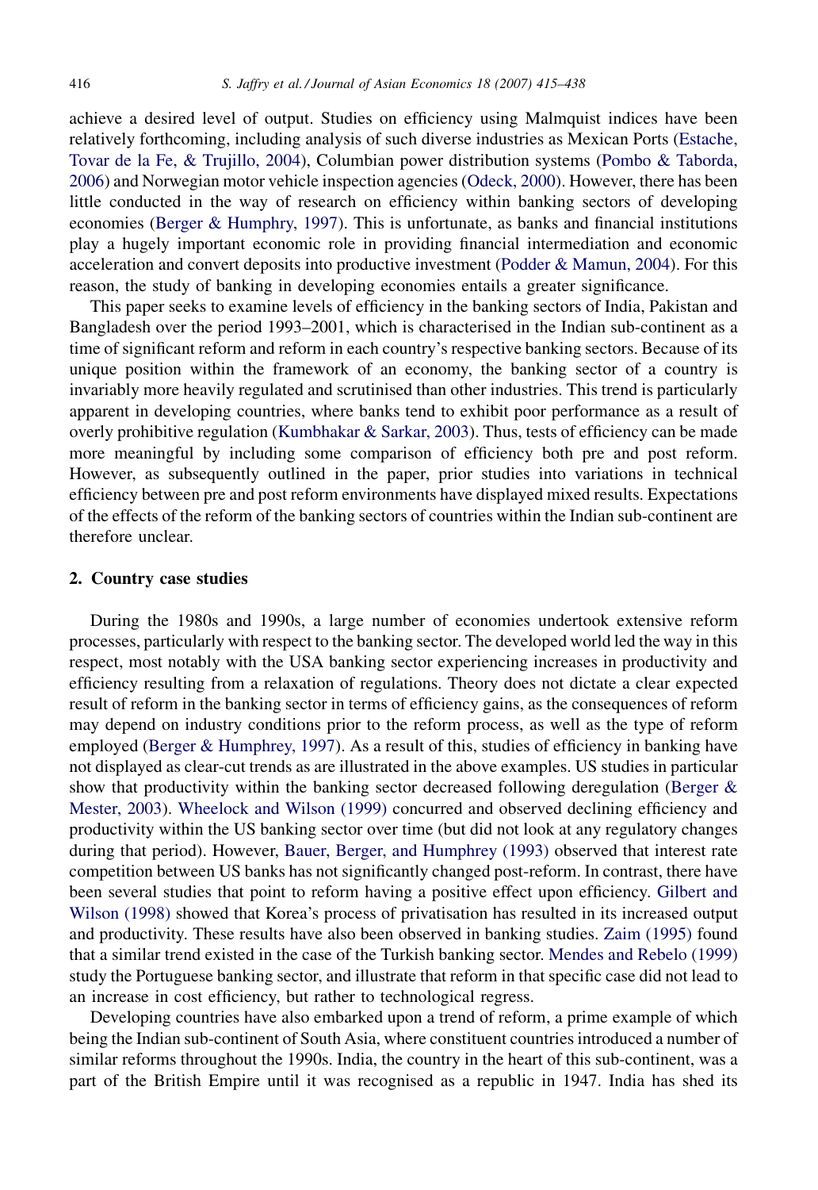achieve a desired level of output. Studies on efficiency using Malmquist indices have been relatively forthcoming, including analysis of such diverse industries as Mexican Ports (Estache, Tovar de la Fe, & Trujillo, 2004), Columbian power distribution systems (Pombo & Taborda, 2006) and Norwegian motor vehicle inspection agencies (Odeck, 2000). However, there has been little conducted in the way of research on efficiency within banking sectors of developing economies (Berger & Humphry, 1997). This is unfortunate, as banks and financial institutions play a hugely important economic role in providing financial intermediation and economic acceleration and convert deposits into productive investment (Podder & Mamun, 2004). For this reason, the study of banking in developing economies entails a greater significance.

This paper seeks to examine levels of efficiency in the banking sectors of India, Pakistan and Bangladesh over the period 1993–2001, which is characterised in the Indian sub-continent as a time of significant reform and reform in each country's respective banking sectors. Because of its unique position within the framework of an economy, the banking sector of a country is invariably more heavily regulated and scrutinised than other industries. This trend is particularly apparent in developing countries, where banks tend to exhibit poor performance as a result of overly prohibitive regulation (Kumbhakar & Sarkar, 2003). Thus, tests of efficiency can be made more meaningful by including some comparison of efficiency both pre and post reform. However, as subsequently outlined in the paper, prior studies into variations in technical efficiency between pre and post reform environments have displayed mixed results. Expectations of the effects of the reform of the banking sectors of countries within the Indian sub-continent are therefore unclear.

## 2. Country case studies

During the 1980s and 1990s, a large number of economies undertook extensive reform processes, particularly with respect to the banking sector. The developed world led the way in this respect, most notably with the USA banking sector experiencing increases in productivity and efficiency resulting from a relaxation of regulations. Theory does not dictate a clear expected result of reform in the banking sector in terms of efficiency gains, as the consequences of reform may depend on industry conditions prior to the reform process, as well as the type of reform employed (Berger & Humphrey, 1997). As a result of this, studies of efficiency in banking have not displayed as clear-cut trends as are illustrated in the above examples. US studies in particular show that productivity within the banking sector decreased following deregulation (Berger & Mester, 2003). Wheelock and Wilson (1999) concurred and observed declining efficiency and productivity within the US banking sector over time (but did not look at any regulatory changes during that period). However, Bauer, Berger, and Humphrey (1993) observed that interest rate competition between US banks has not significantly changed post-reform. In contrast, there have been several studies that point to reform having a positive effect upon efficiency. Gilbert and Wilson (1998) showed that Korea's process of privatisation has resulted in its increased output and productivity. These results have also been observed in banking studies. Zaim (1995) found that a similar trend existed in the case of the Turkish banking sector. Mendes and Rebelo (1999) study the Portuguese banking sector, and illustrate that reform in that specific case did not lead to an increase in cost efficiency, but rather to technological regress.

Developing countries have also embarked upon a trend of reform, a prime example of which being the Indian sub-continent of South Asia, where constituent countries introduced a number of similar reforms throughout the 1990s. India, the country in the heart of this sub-continent, was a part of the British Empire until it was recognised as a republic in 1947. India has shed its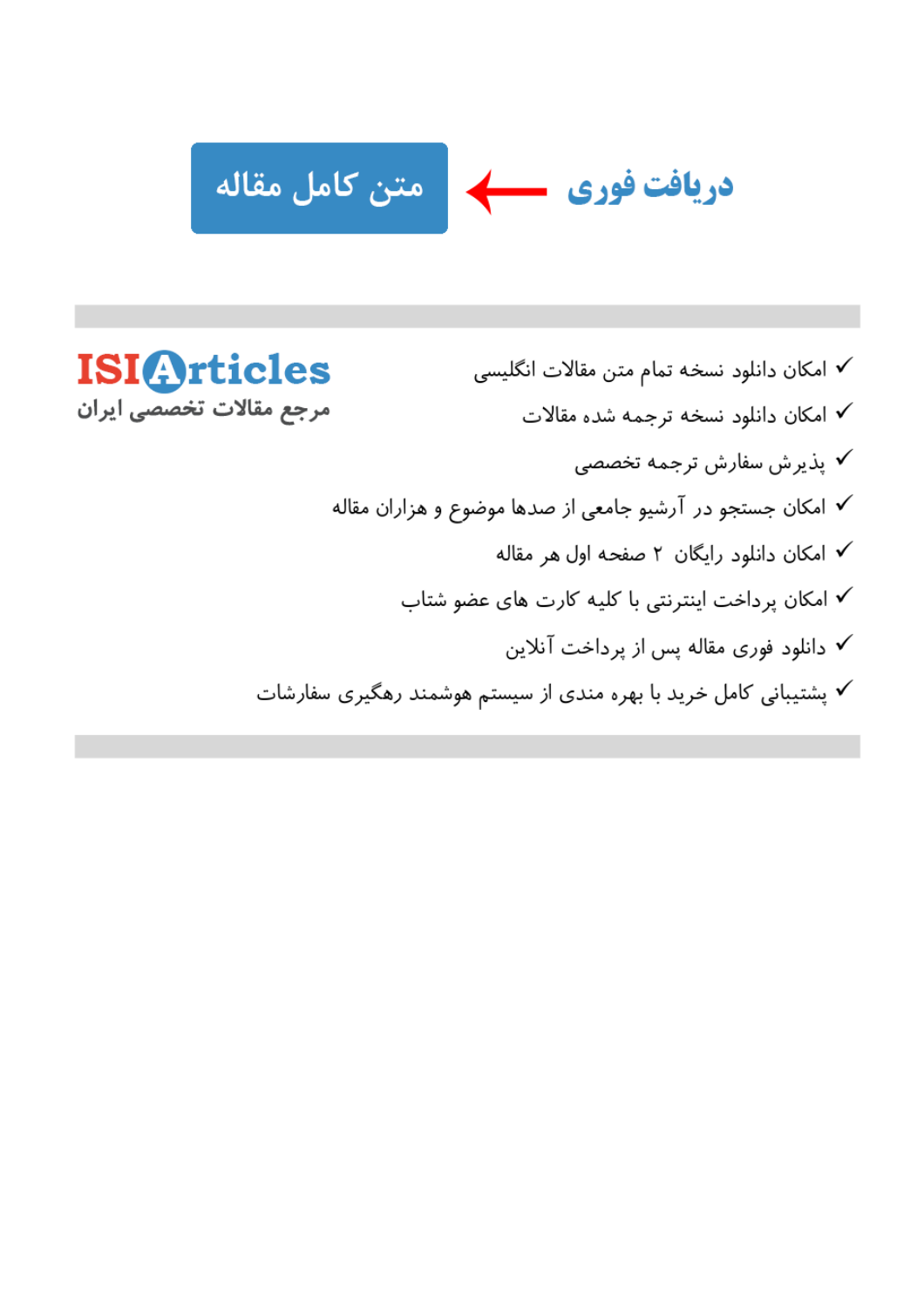دریافت فوری ← **متن کامل مقاله**

**ISIArticles**
مرجع مقالات تخصصی ایران

- ✓ امکان دانلود نسخه تمام متن مقالات انگلیسی
- ✓ امکان دانلود نسخه ترجمه شده مقالات
- ✓ پذیرش سفارش ترجمه تخصصی
- ✓ امکان جستجو در آرشیو جامعی از صدها موضوع و هزاران مقاله
- ✓ امکان دانلود رایگان ۲ صفحه اول هر مقاله
- ✓ امکان پرداخت اینترنتی با کلیه کارت های عضو شتاب
- ✓ دانلود فوری مقاله پس از پرداخت آنلاین
- ✓ پشتیبانی کامل خرید با بهره مندی از سیستم هوشمند رهگیری سفارشات